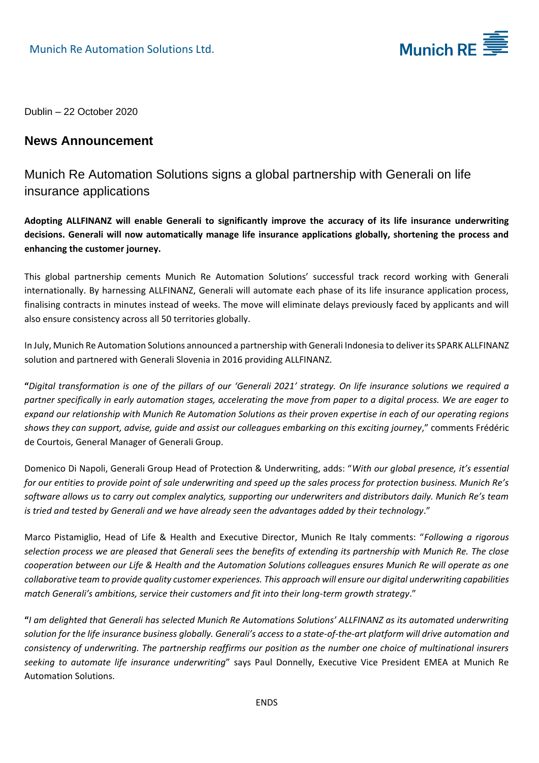Munich Re Automation Solutions Ltd.

Munich RE

Dublin – 22 October 2020

## News Announcement

# Munich Re Automation Solutions signs a global partnership with Generali on life insurance applications

**Adopting ALLFINANZ will enable Generali to significantly improve the accuracy of its life insurance underwriting decisions. Generali will now automatically manage life insurance applications globally, shortening the process and enhancing the customer journey.**

This global partnership cements Munich Re Automation Solutions' successful track record working with Generali internationally. By harnessing ALLFINANZ, Generali will automate each phase of its life insurance application process, finalising contracts in minutes instead of weeks. The move will eliminate delays previously faced by applicants and will also ensure consistency across all 50 territories globally.

In July, Munich Re Automation Solutions announced a partnership with Generali Indonesia to deliver its SPARK ALLFINANZ solution and partnered with Generali Slovenia in 2016 providing ALLFINANZ.

**"***Digital transformation is one of the pillars of our 'Generali 2021' strategy. On life insurance solutions we required a partner specifically in early automation stages, accelerating the move from paper to a digital process. We are eager to expand our relationship with Munich Re Automation Solutions as their proven expertise in each of our operating regions shows they can support, advise, guide and assist our colleagues embarking on this exciting journey*," comments Frédéric de Courtois, General Manager of Generali Group.

Domenico Di Napoli, Generali Group Head of Protection & Underwriting, adds: "*With our global presence, it's essential for our entities to provide point of sale underwriting and speed up the sales process for protection business. Munich Re's software allows us to carry out complex analytics, supporting our underwriters and distributors daily. Munich Re's team is tried and tested by Generali and we have already seen the advantages added by their technology*."

Marco Pistamiglio, Head of Life & Health and Executive Director, Munich Re Italy comments: "*Following a rigorous selection process we are pleased that Generali sees the benefits of extending its partnership with Munich Re. The close cooperation between our Life & Health and the Automation Solutions colleagues ensures Munich Re will operate as one collaborative team to provide quality customer experiences. This approach will ensure our digital underwriting capabilities match Generali's ambitions, service their customers and fit into their long-term growth strategy*."

**"***I am delighted that Generali has selected Munich Re Automations Solutions' ALLFINANZ as its automated underwriting solution for the life insurance business globally. Generali's access to a state-of-the-art platform will drive automation and consistency of underwriting. The partnership reaffirms our position as the number one choice of multinational insurers seeking to automate life insurance underwriting*" says Paul Donnelly, Executive Vice President EMEA at Munich Re Automation Solutions.

ENDS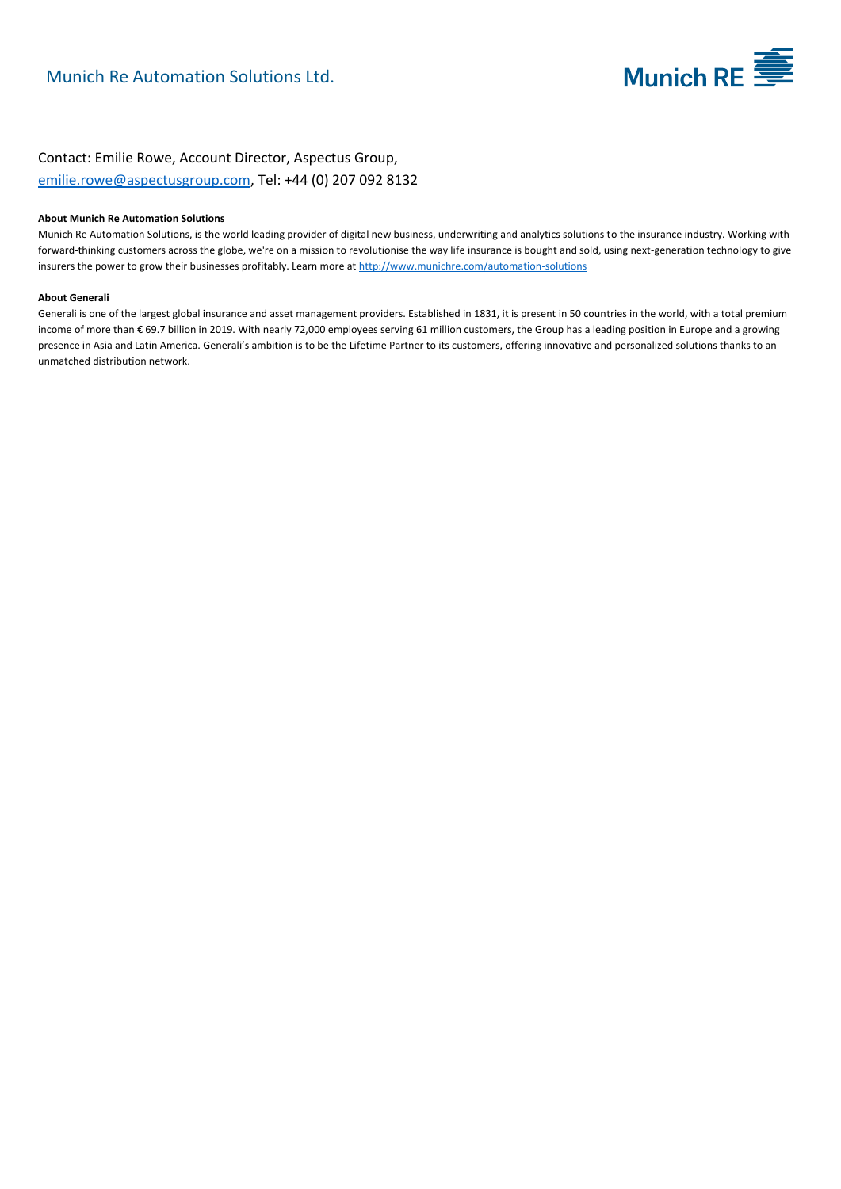Contact: Emilie Rowe, Account Director, Aspectus Group, emilie.rowe@aspectusgroup.com, Tel: +44 (0) 207 092 8132

**About Munich Re Automation Solutions**

Munich Re Automation Solutions, is the world leading provider of digital new business, underwriting and analytics solutions to the insurance industry. Working with forward-thinking customers across the globe, we're on a mission to revolutionise the way life insurance is bought and sold, using next-generation technology to give insurers the power to grow their businesses profitably. Learn more at http://www.munichre.com/automation-solutions

**About Generali**

Generali is one of the largest global insurance and asset management providers. Established in 1831, it is present in 50 countries in the world, with a total premium income of more than € 69.7 billion in 2019. With nearly 72,000 employees serving 61 million customers, the Group has a leading position in Europe and a growing presence in Asia and Latin America. Generali's ambition is to be the Lifetime Partner to its customers, offering innovative and personalized solutions thanks to an unmatched distribution network.